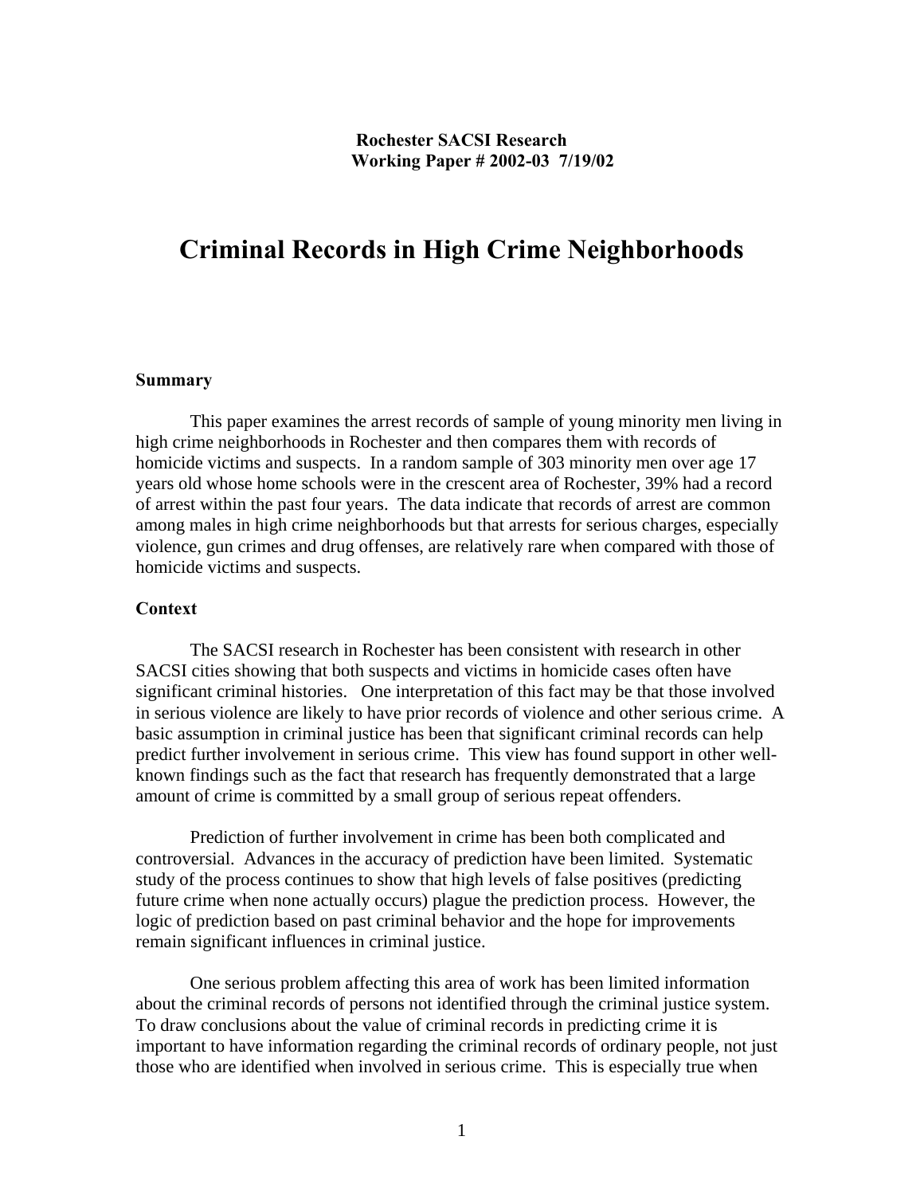**Rochester SACSI Research**
**Working Paper # 2002-03 7/19/02**

# Criminal Records in High Crime Neighborhoods

## Summary

This paper examines the arrest records of sample of young minority men living in high crime neighborhoods in Rochester and then compares them with records of homicide victims and suspects. In a random sample of 303 minority men over age 17 years old whose home schools were in the crescent area of Rochester, 39% had a record of arrest within the past four years. The data indicate that records of arrest are common among males in high crime neighborhoods but that arrests for serious charges, especially violence, gun crimes and drug offenses, are relatively rare when compared with those of homicide victims and suspects.

## Context

The SACSI research in Rochester has been consistent with research in other SACSI cities showing that both suspects and victims in homicide cases often have significant criminal histories. One interpretation of this fact may be that those involved in serious violence are likely to have prior records of violence and other serious crime. A basic assumption in criminal justice has been that significant criminal records can help predict further involvement in serious crime. This view has found support in other well-known findings such as the fact that research has frequently demonstrated that a large amount of crime is committed by a small group of serious repeat offenders.

Prediction of further involvement in crime has been both complicated and controversial. Advances in the accuracy of prediction have been limited. Systematic study of the process continues to show that high levels of false positives (predicting future crime when none actually occurs) plague the prediction process. However, the logic of prediction based on past criminal behavior and the hope for improvements remain significant influences in criminal justice.

One serious problem affecting this area of work has been limited information about the criminal records of persons not identified through the criminal justice system. To draw conclusions about the value of criminal records in predicting crime it is important to have information regarding the criminal records of ordinary people, not just those who are identified when involved in serious crime. This is especially true when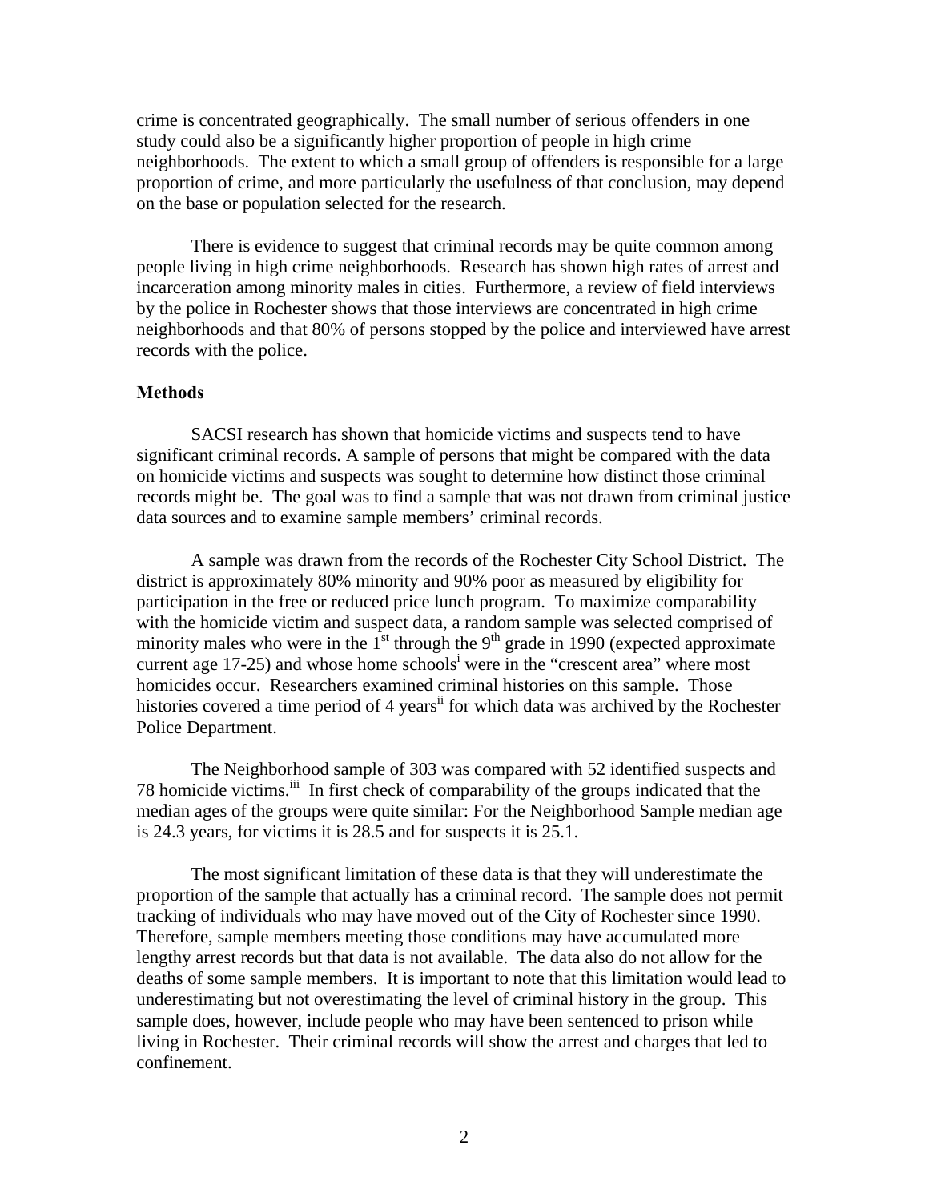crime is concentrated geographically. The small number of serious offenders in one study could also be a significantly higher proportion of people in high crime neighborhoods. The extent to which a small group of offenders is responsible for a large proportion of crime, and more particularly the usefulness of that conclusion, may depend on the base or population selected for the research.

There is evidence to suggest that criminal records may be quite common among people living in high crime neighborhoods. Research has shown high rates of arrest and incarceration among minority males in cities. Furthermore, a review of field interviews by the police in Rochester shows that those interviews are concentrated in high crime neighborhoods and that 80% of persons stopped by the police and interviewed have arrest records with the police.

### Methods

SACSI research has shown that homicide victims and suspects tend to have significant criminal records. A sample of persons that might be compared with the data on homicide victims and suspects was sought to determine how distinct those criminal records might be. The goal was to find a sample that was not drawn from criminal justice data sources and to examine sample members' criminal records.

A sample was drawn from the records of the Rochester City School District. The district is approximately 80% minority and 90% poor as measured by eligibility for participation in the free or reduced price lunch program. To maximize comparability with the homicide victim and suspect data, a random sample was selected comprised of minority males who were in the 1st through the 9th grade in 1990 (expected approximate current age 17-25) and whose home schools[i] were in the "crescent area" where most homicides occur. Researchers examined criminal histories on this sample. Those histories covered a time period of 4 years[ii] for which data was archived by the Rochester Police Department.

The Neighborhood sample of 303 was compared with 52 identified suspects and 78 homicide victims.[iii] In first check of comparability of the groups indicated that the median ages of the groups were quite similar: For the Neighborhood Sample median age is 24.3 years, for victims it is 28.5 and for suspects it is 25.1.

The most significant limitation of these data is that they will underestimate the proportion of the sample that actually has a criminal record. The sample does not permit tracking of individuals who may have moved out of the City of Rochester since 1990. Therefore, sample members meeting those conditions may have accumulated more lengthy arrest records but that data is not available. The data also do not allow for the deaths of some sample members. It is important to note that this limitation would lead to underestimating but not overestimating the level of criminal history in the group. This sample does, however, include people who may have been sentenced to prison while living in Rochester. Their criminal records will show the arrest and charges that led to confinement.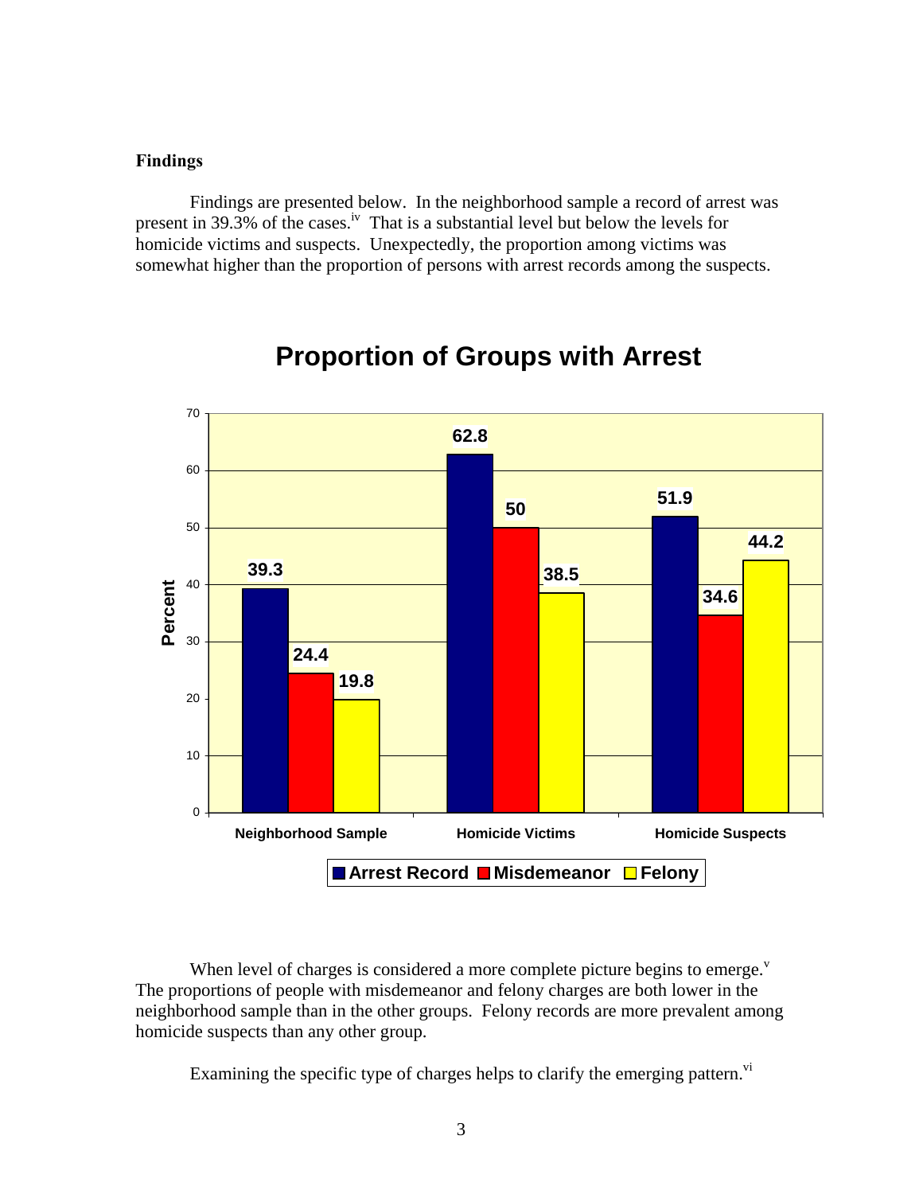**Findings**

Findings are presented below. In the neighborhood sample a record of arrest was present in 39.3% of the cases.[iv] That is a substantial level but below the levels for homicide victims and suspects. Unexpectedly, the proportion among victims was somewhat higher than the proportion of persons with arrest records among the suspects.

**Proportion of Groups with Arrest**

Percent

0
10
20
30
40
50
60
70

39.3
24.4
19.8
62.8
50
38.5
51.9
34.6
44.2

Neighborhood Sample
Homicide Victims
Homicide Suspects

Arrest Record
Misdemeanor
Felony

When level of charges is considered a more complete picture begins to emerge.[v] The proportions of people with misdemeanor and felony charges are both lower in the neighborhood sample than in the other groups. Felony records are more prevalent among homicide suspects than any other group.

Examining the specific type of charges helps to clarify the emerging pattern.[vi]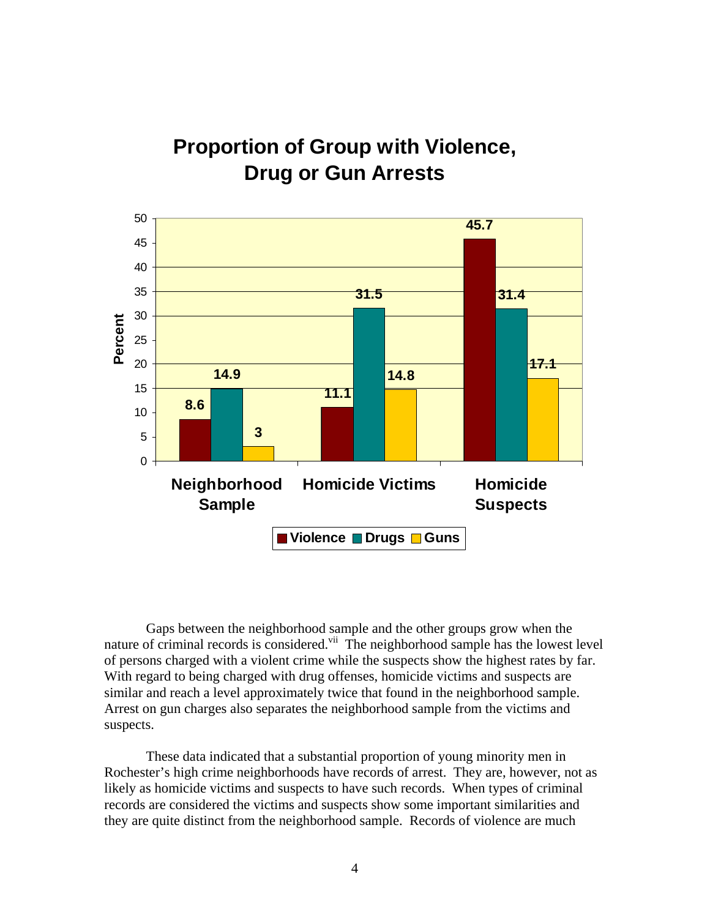## Proportion of Group with Violence, Drug or Gun Arrests

Percent

0
5
10
15
20
25
30
35
40
45
50

Neighborhood Sample
8.6
14.9
3

Homicide Victims
11.1
31.5
14.8

Homicide Suspects
45.7
31.4
17.1

Violence Drugs Guns

Gaps between the neighborhood sample and the other groups grow when the nature of criminal records is considered.[vii] The neighborhood sample has the lowest level of persons charged with a violent crime while the suspects show the highest rates by far. With regard to being charged with drug offenses, homicide victims and suspects are similar and reach a level approximately twice that found in the neighborhood sample. Arrest on gun charges also separates the neighborhood sample from the victims and suspects.

These data indicated that a substantial proportion of young minority men in Rochester's high crime neighborhoods have records of arrest. They are, however, not as likely as homicide victims and suspects to have such records. When types of criminal records are considered the victims and suspects show some important similarities and they are quite distinct from the neighborhood sample. Records of violence are much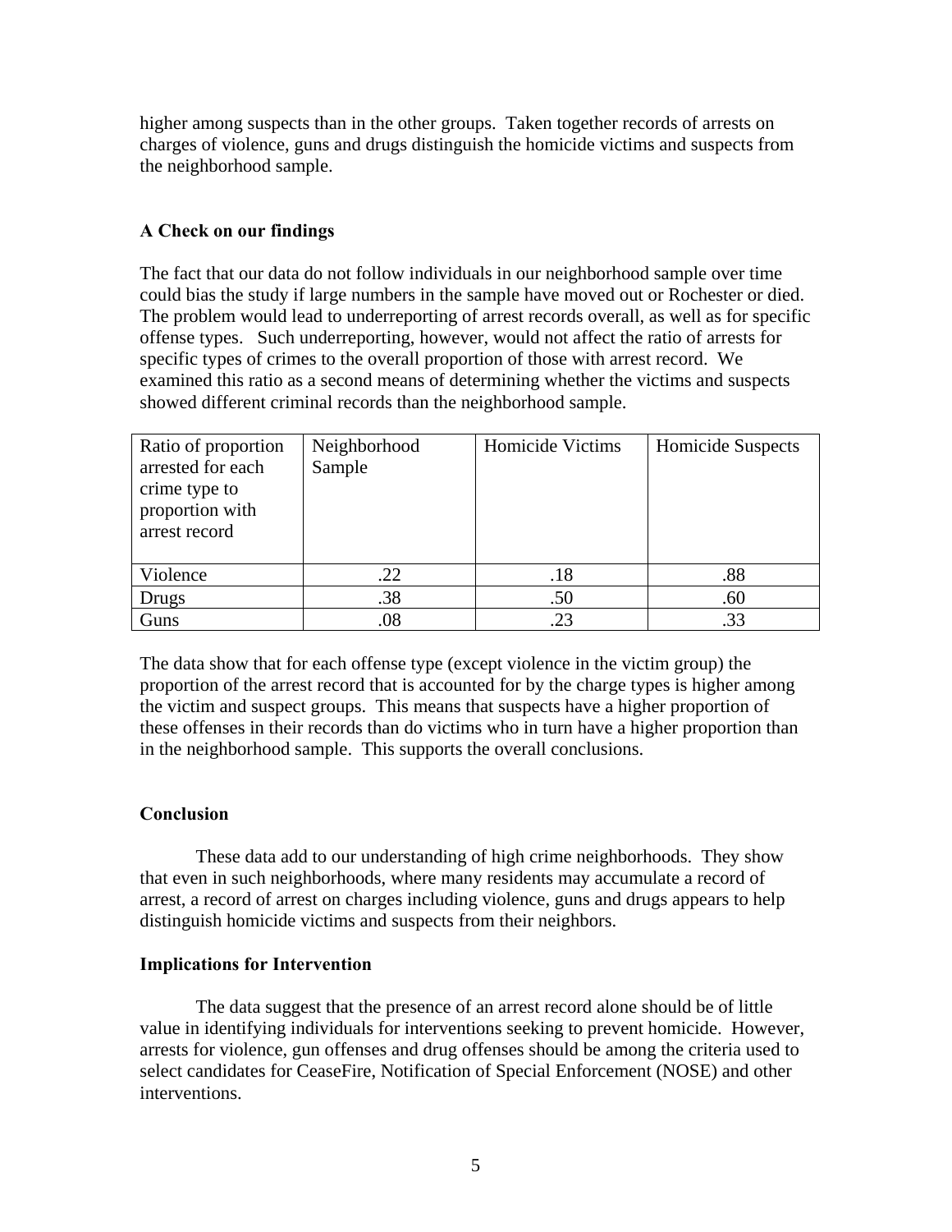higher among suspects than in the other groups. Taken together records of arrests on charges of violence, guns and drugs distinguish the homicide victims and suspects from the neighborhood sample.

**A Check on our findings**

The fact that our data do not follow individuals in our neighborhood sample over time could bias the study if large numbers in the sample have moved out or Rochester or died. The problem would lead to underreporting of arrest records overall, as well as for specific offense types. Such underreporting, however, would not affect the ratio of arrests for specific types of crimes to the overall proportion of those with arrest record. We examined this ratio as a second means of determining whether the victims and suspects showed different criminal records than the neighborhood sample.

| Ratio of proportion arrested for each crime type to proportion with arrest record | Neighborhood Sample | Homicide Victims | Homicide Suspects |
|---|---|---|---|
| Violence | .22 | .18 | .88 |
| Drugs | .38 | .50 | .60 |
| Guns | .08 | .23 | .33 |

The data show that for each offense type (except violence in the victim group) the proportion of the arrest record that is accounted for by the charge types is higher among the victim and suspect groups. This means that suspects have a higher proportion of these offenses in their records than do victims who in turn have a higher proportion than in the neighborhood sample. This supports the overall conclusions.

**Conclusion**

These data add to our understanding of high crime neighborhoods. They show that even in such neighborhoods, where many residents may accumulate a record of arrest, a record of arrest on charges including violence, guns and drugs appears to help distinguish homicide victims and suspects from their neighbors.

**Implications for Intervention**

The data suggest that the presence of an arrest record alone should be of little value in identifying individuals for interventions seeking to prevent homicide. However, arrests for violence, gun offenses and drug offenses should be among the criteria used to select candidates for CeaseFire, Notification of Special Enforcement (NOSE) and other interventions.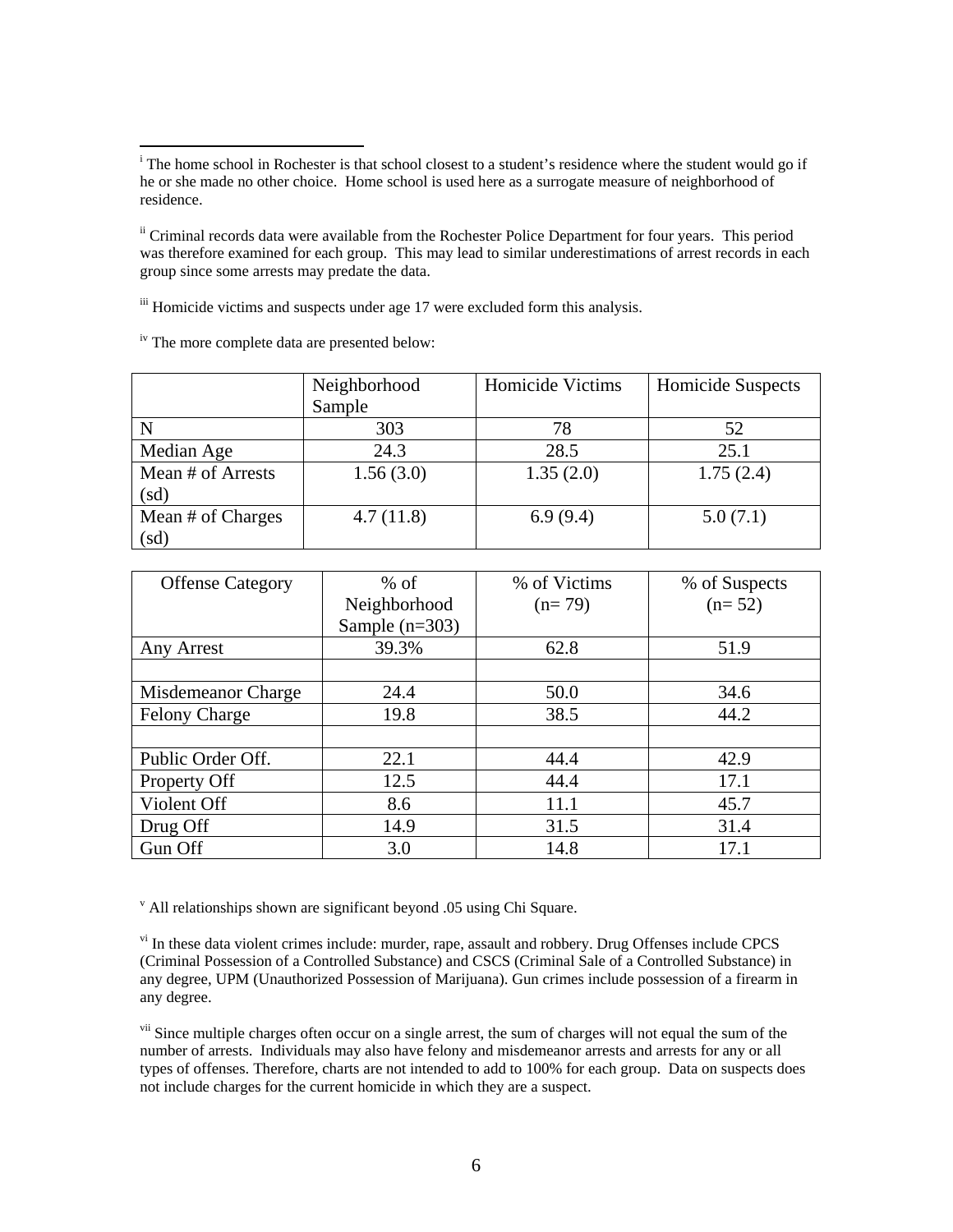[i] The home school in Rochester is that school closest to a student's residence where the student would go if he or she made no other choice. Home school is used here as a surrogate measure of neighborhood of residence.

[ii] Criminal records data were available from the Rochester Police Department for four years. This period was therefore examined for each group. This may lead to similar underestimations of arrest records in each group since some arrests may predate the data.

[iii] Homicide victims and suspects under age 17 were excluded form this analysis.

[iv] The more complete data are presented below:

| | Neighborhood Sample | Homicide Victims | Homicide Suspects |
|---|---|---|---|
| N | 303 | 78 | 52 |
| Median Age | 24.3 | 28.5 | 25.1 |
| Mean # of Arrests (sd) | 1.56 (3.0) | 1.35 (2.0) | 1.75 (2.4) |
| Mean # of Charges (sd) | 4.7 (11.8) | 6.9 (9.4) | 5.0 (7.1) |

| Offense Category | % of Neighborhood Sample (n=303) | % of Victims (n= 79) | % of Suspects (n= 52) |
|---|---|---|---|
| Any Arrest | 39.3% | 62.8 | 51.9 |
| | | | |
| Misdemeanor Charge | 24.4 | 50.0 | 34.6 |
| Felony Charge | 19.8 | 38.5 | 44.2 |
| | | | |
| Public Order Off. | 22.1 | 44.4 | 42.9 |
| Property Off | 12.5 | 44.4 | 17.1 |
| Violent Off | 8.6 | 11.1 | 45.7 |
| Drug Off | 14.9 | 31.5 | 31.4 |
| Gun Off | 3.0 | 14.8 | 17.1 |

[v] All relationships shown are significant beyond .05 using Chi Square.

[vi] In these data violent crimes include: murder, rape, assault and robbery. Drug Offenses include CPCS (Criminal Possession of a Controlled Substance) and CSCS (Criminal Sale of a Controlled Substance) in any degree, UPM (Unauthorized Possession of Marijuana). Gun crimes include possession of a firearm in any degree.

[vii] Since multiple charges often occur on a single arrest, the sum of charges will not equal the sum of the number of arrests. Individuals may also have felony and misdemeanor arrests and arrests for any or all types of offenses. Therefore, charts are not intended to add to 100% for each group. Data on suspects does not include charges for the current homicide in which they are a suspect.